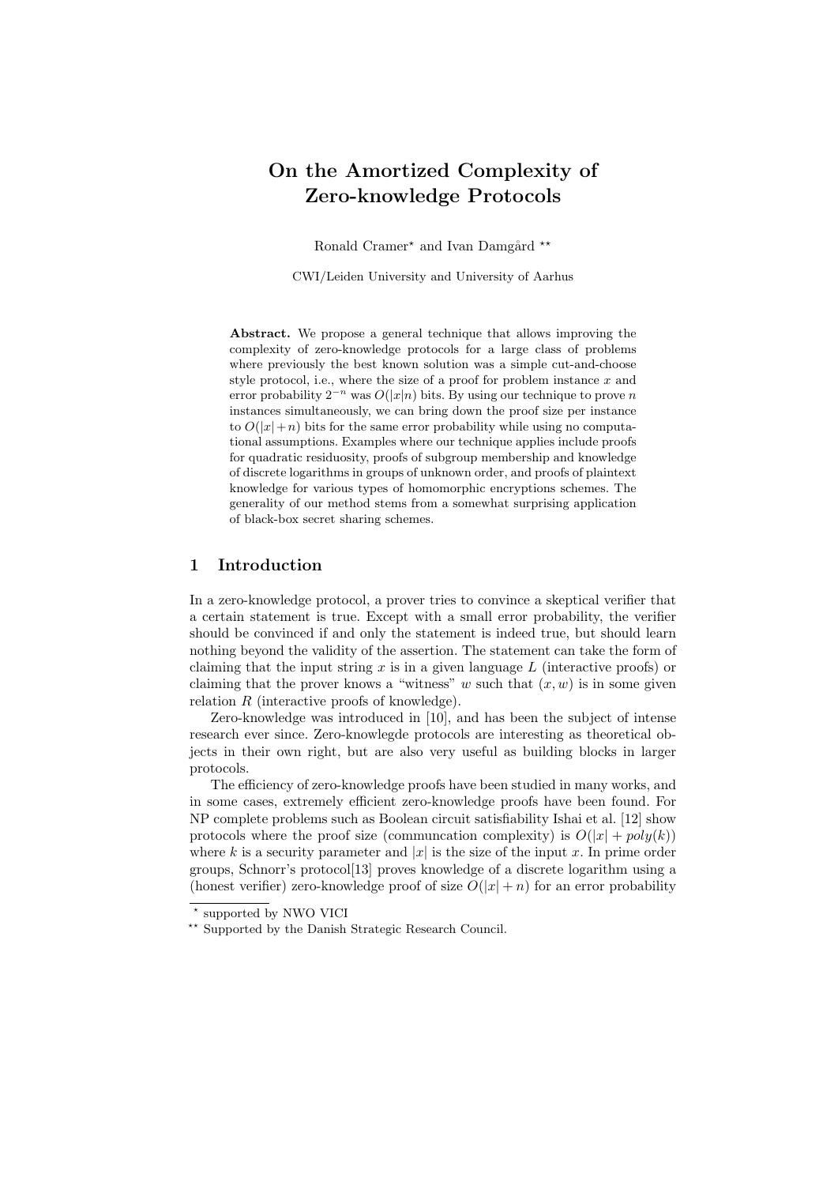# On the Amortized Complexity of Zero-knowledge Protocols

Ronald Cramer* and Ivan Damgård **

CWI/Leiden University and University of Aarhus

**Abstract.** We propose a general technique that allows improving the complexity of zero-knowledge protocols for a large class of problems where previously the best known solution was a simple cut-and-choose style protocol, i.e., where the size of a proof for problem instance $x$ and error probability $2^{-n}$ was $O(|x|n)$ bits. By using our technique to prove $n$ instances simultaneously, we can bring down the proof size per instance to $O(|x|+n)$ bits for the same error probability while using no computational assumptions. Examples where our technique applies include proofs for quadratic residuosity, proofs of subgroup membership and knowledge of discrete logarithms in groups of unknown order, and proofs of plaintext knowledge for various types of homomorphic encryptions schemes. The generality of our method stems from a somewhat surprising application of black-box secret sharing schemes.

## 1 Introduction

In a zero-knowledge protocol, a prover tries to convince a skeptical verifier that a certain statement is true. Except with a small error probability, the verifier should be convinced if and only the statement is indeed true, but should learn nothing beyond the validity of the assertion. The statement can take the form of claiming that the input string $x$ is in a given language $L$ (interactive proofs) or claiming that the prover knows a "witness" $w$ such that $(x, w)$ is in some given relation $R$ (interactive proofs of knowledge).

Zero-knowledge was introduced in [10], and has been the subject of intense research ever since. Zero-knowlegde protocols are interesting as theoretical objects in their own right, but are also very useful as building blocks in larger protocols.

The efficiency of zero-knowledge proofs have been studied in many works, and in some cases, extremely efficient zero-knowledge proofs have been found. For NP complete problems such as Boolean circuit satisfiability Ishai et al. [12] show protocols where the proof size (communcation complexity) is $O(|x| + poly(k))$ where $k$ is a security parameter and $|x|$ is the size of the input $x$. In prime order groups, Schnorr's protocol[13] proves knowledge of a discrete logarithm using a (honest verifier) zero-knowledge proof of size $O(|x| + n)$ for an error probability

* supported by NWO VICI

** Supported by the Danish Strategic Research Council.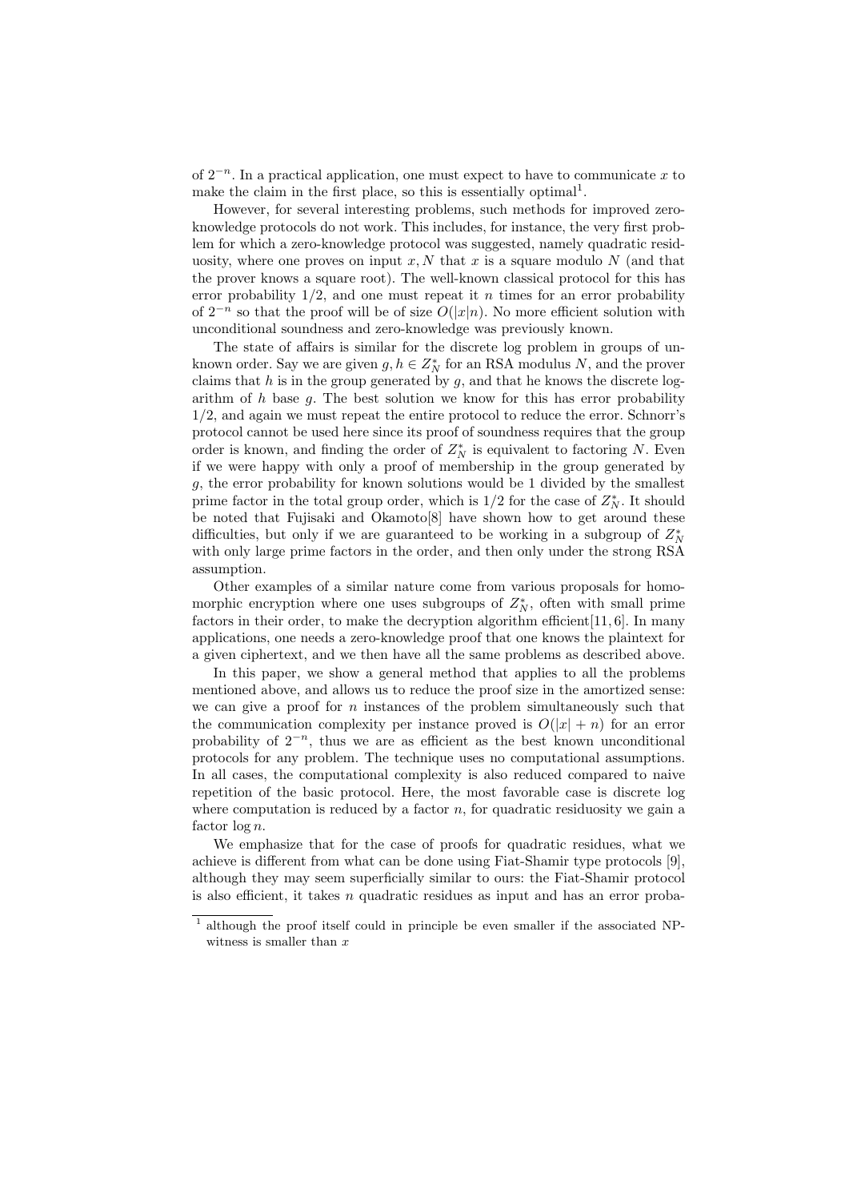of $2^{-n}$. In a practical application, one must expect to have to communicate $x$ to make the claim in the first place, so this is essentially optimal[1].

However, for several interesting problems, such methods for improved zero-knowledge protocols do not work. This includes, for instance, the very first problem for which a zero-knowledge protocol was suggested, namely quadratic residuosity, where one proves on input $x, N$ that $x$ is a square modulo $N$ (and that the prover knows a square root). The well-known classical protocol for this has error probability $1/2$, and one must repeat it $n$ times for an error probability of $2^{-n}$ so that the proof will be of size $O(|x|n)$. No more efficient solution with unconditional soundness and zero-knowledge was previously known.

The state of affairs is similar for the discrete log problem in groups of unknown order. Say we are given $g, h \in Z_N^*$ for an RSA modulus $N$, and the prover claims that $h$ is in the group generated by $g$, and that he knows the discrete logarithm of $h$ base $g$. The best solution we know for this has error probability $1/2$, and again we must repeat the entire protocol to reduce the error. Schnorr's protocol cannot be used here since its proof of soundness requires that the group order is known, and finding the order of $Z_N^*$ is equivalent to factoring $N$. Even if we were happy with only a proof of membership in the group generated by $g$, the error probability for known solutions would be 1 divided by the smallest prime factor in the total group order, which is $1/2$ for the case of $Z_N^*$. It should be noted that Fujisaki and Okamoto[8] have shown how to get around these difficulties, but only if we are guaranteed to be working in a subgroup of $Z_N^*$ with only large prime factors in the order, and then only under the strong RSA assumption.

Other examples of a similar nature come from various proposals for homomorphic encryption where one uses subgroups of $Z_N^*$, often with small prime factors in their order, to make the decryption algorithm efficient[11, 6]. In many applications, one needs a zero-knowledge proof that one knows the plaintext for a given ciphertext, and we then have all the same problems as described above.

In this paper, we show a general method that applies to all the problems mentioned above, and allows us to reduce the proof size in the amortized sense: we can give a proof for $n$ instances of the problem simultaneously such that the communication complexity per instance proved is $O(|x| + n)$ for an error probability of $2^{-n}$, thus we are as efficient as the best known unconditional protocols for any problem. The technique uses no computational assumptions. In all cases, the computational complexity is also reduced compared to naive repetition of the basic protocol. Here, the most favorable case is discrete log where computation is reduced by a factor $n$, for quadratic residuosity we gain a factor $\log n$.

We emphasize that for the case of proofs for quadratic residues, what we achieve is different from what can be done using Fiat-Shamir type protocols [9], although they may seem superficially similar to ours: the Fiat-Shamir protocol is also efficient, it takes $n$ quadratic residues as input and has an error proba-

[1] although the proof itself could in principle be even smaller if the associated NP-witness is smaller than $x$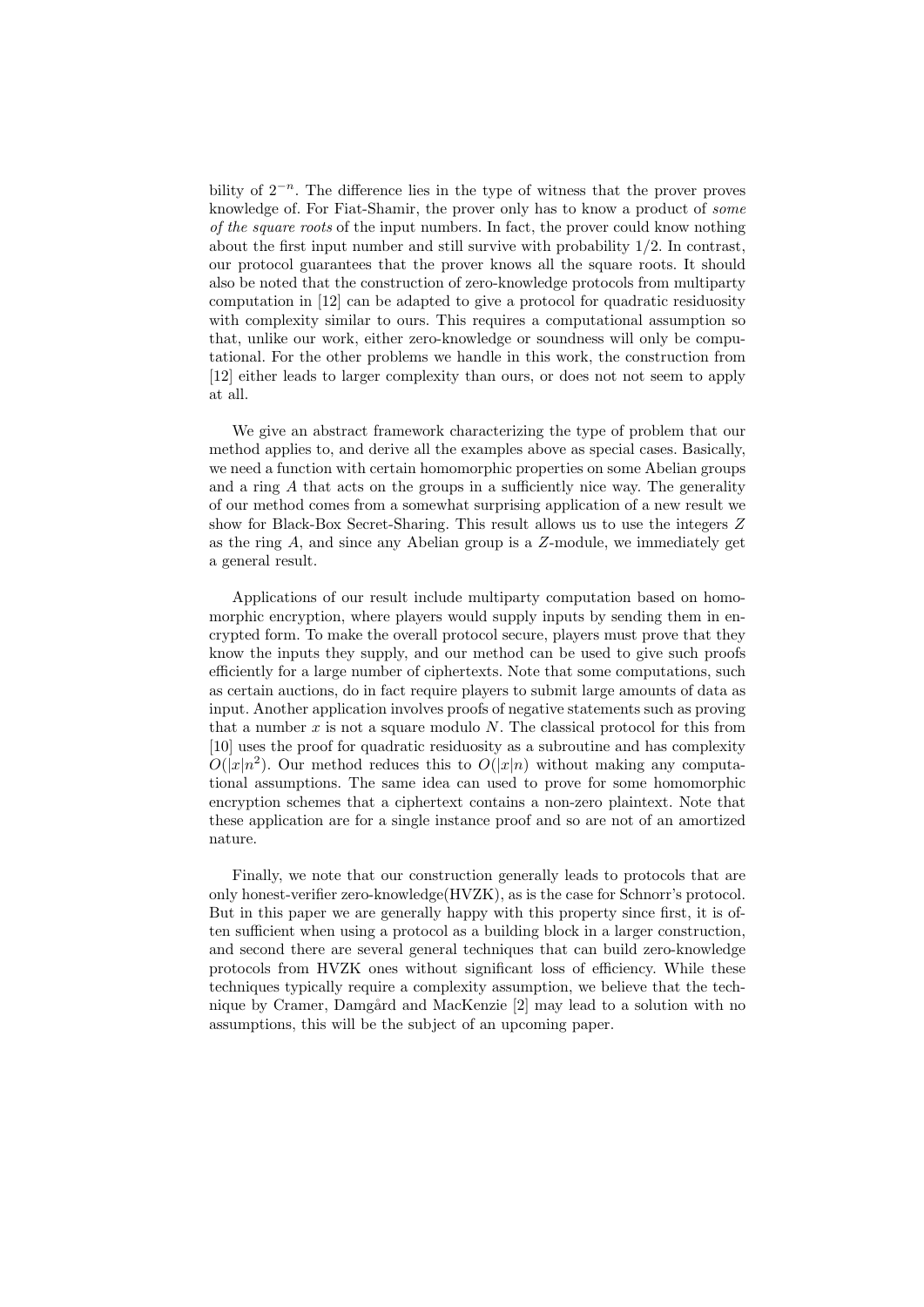bility of $2^{-n}$. The difference lies in the type of witness that the prover proves knowledge of. For Fiat-Shamir, the prover only has to know a product of *some of the square roots* of the input numbers. In fact, the prover could know nothing about the first input number and still survive with probability 1/2. In contrast, our protocol guarantees that the prover knows all the square roots. It should also be noted that the construction of zero-knowledge protocols from multiparty computation in [12] can be adapted to give a protocol for quadratic residuosity with complexity similar to ours. This requires a computational assumption so that, unlike our work, either zero-knowledge or soundness will only be computational. For the other problems we handle in this work, the construction from [12] either leads to larger complexity than ours, or does not not seem to apply at all.

We give an abstract framework characterizing the type of problem that our method applies to, and derive all the examples above as special cases. Basically, we need a function with certain homomorphic properties on some Abelian groups and a ring $A$ that acts on the groups in a sufficiently nice way. The generality of our method comes from a somewhat surprising application of a new result we show for Black-Box Secret-Sharing. This result allows us to use the integers $Z$ as the ring $A$, and since any Abelian group is a $Z$-module, we immediately get a general result.

Applications of our result include multiparty computation based on homomorphic encryption, where players would supply inputs by sending them in encrypted form. To make the overall protocol secure, players must prove that they know the inputs they supply, and our method can be used to give such proofs efficiently for a large number of ciphertexts. Note that some computations, such as certain auctions, do in fact require players to submit large amounts of data as input. Another application involves proofs of negative statements such as proving that a number $x$ is not a square modulo $N$. The classical protocol for this from [10] uses the proof for quadratic residuosity as a subroutine and has complexity $O(|x|n^2)$. Our method reduces this to $O(|x|n)$ without making any computational assumptions. The same idea can used to prove for some homomorphic encryption schemes that a ciphertext contains a non-zero plaintext. Note that these application are for a single instance proof and so are not of an amortized nature.

Finally, we note that our construction generally leads to protocols that are only honest-verifier zero-knowledge(HVZK), as is the case for Schnorr's protocol. But in this paper we are generally happy with this property since first, it is often sufficient when using a protocol as a building block in a larger construction, and second there are several general techniques that can build zero-knowledge protocols from HVZK ones without significant loss of efficiency. While these techniques typically require a complexity assumption, we believe that the technique by Cramer, Damgård and MacKenzie [2] may lead to a solution with no assumptions, this will be the subject of an upcoming paper.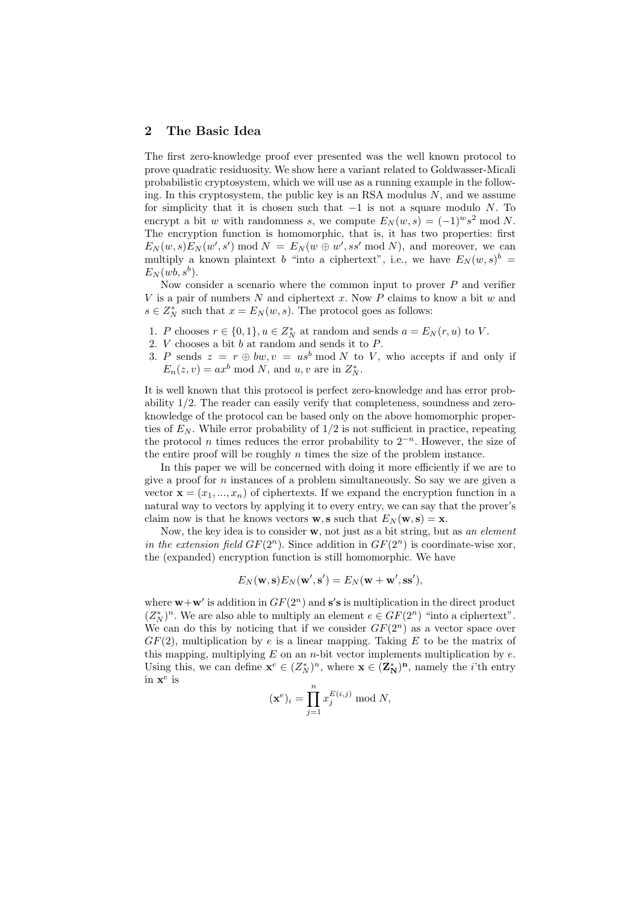## 2 The Basic Idea

The first zero-knowledge proof ever presented was the well known protocol to prove quadratic residuosity. We show here a variant related to Goldwasser-Micali probabilistic cryptosystem, which we will use as a running example in the following. In this cryptosystem, the public key is an RSA modulus $N$, and we assume for simplicity that it is chosen such that $-1$ is not a square modulo $N$. To encrypt a bit $w$ with randomness $s$, we compute $E_N(w, s) = (-1)^w s^2 \bmod N$. The encryption function is homomorphic, that is, it has two properties: first $E_N(w, s)E_N(w', s') \bmod N = E_N(w \oplus w', ss' \bmod N)$, and moreover, we can multiply a known plaintext $b$ "into a ciphertext", i.e., we have $E_N(w, s)^b = E_N(wb, s^b)$.

Now consider a scenario where the common input to prover $P$ and verifier $V$ is a pair of numbers $N$ and ciphertext $x$. Now $P$ claims to know a bit $w$ and $s \in Z_N^*$ such that $x = E_N(w, s)$. The protocol goes as follows:

1. $P$ chooses $r \in \{0, 1\}, u \in Z_N^*$ at random and sends $a = E_N(r, u)$ to $V$.
2. $V$ chooses a bit $b$ at random and sends it to $P$.
3. $P$ sends $z = r \oplus bw, v = us^b \bmod N$ to $V$, who accepts if and only if $E_n(z, v) = ax^b \bmod N$, and $u, v$ are in $Z_N^*$.

It is well known that this protocol is perfect zero-knowledge and has error probability 1/2. The reader can easily verify that completeness, soundness and zero-knowledge of the protocol can be based only on the above homomorphic properties of $E_N$. While error probability of 1/2 is not sufficient in practice, repeating the protocol $n$ times reduces the error probability to $2^{-n}$. However, the size of the entire proof will be roughly $n$ times the size of the problem instance.

In this paper we will be concerned with doing it more efficiently if we are to give a proof for $n$ instances of a problem simultaneously. So say we are given a vector $\mathbf{x} = (x_1, ..., x_n)$ of ciphertexts. If we expand the encryption function in a natural way to vectors by applying it to every entry, we can say that the prover's claim now is that he knows vectors $\mathbf{w}, \mathbf{s}$ such that $E_N(\mathbf{w}, \mathbf{s}) = \mathbf{x}$.

Now, the key idea is to consider $\mathbf{w}$, not just as a bit string, but as *an element in the extension field* $GF(2^n)$. Since addition in $GF(2^n)$ is coordinate-wise xor, the (expanded) encryption function is still homomorphic. We have

$$E_N(\mathbf{w}, \mathbf{s})E_N(\mathbf{w}', \mathbf{s}') = E_N(\mathbf{w} + \mathbf{w}', \mathbf{s}\mathbf{s}'),$$

where $\mathbf{w}+\mathbf{w}'$ is addition in $GF(2^n)$ and $\mathbf{s}'\mathbf{s}$ is multiplication in the direct product $(Z_N^*)^n$. We are also able to multiply an element $e \in GF(2^n)$ "into a ciphertext". We can do this by noticing that if we consider $GF(2^n)$ as a vector space over $GF(2)$, multiplication by $e$ is a linear mapping. Taking $E$ to be the matrix of this mapping, multiplying $E$ on an $n$-bit vector implements multiplication by $e$. Using this, we can define $\mathbf{x}^e \in (Z_N^*)^n$, where $\mathbf{x} \in (\mathbf{Z}_\mathbf{N}^*)^\mathbf{n}$, namely the $i$'th entry in $\mathbf{x}^e$ is

$$(\mathbf{x}^e)_i = \prod_{j=1}^{n} x_j^{E(i,j)} \bmod N,$$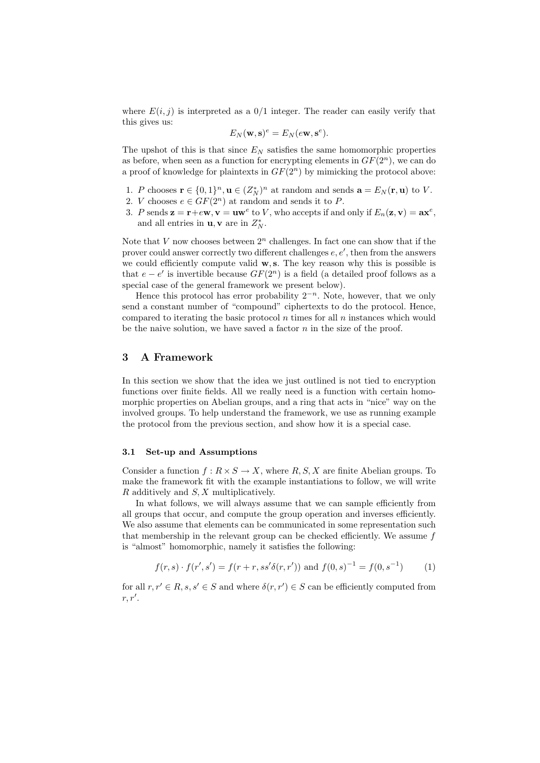where $E(i,j)$ is interpreted as a 0/1 integer. The reader can easily verify that this gives us:

$$E_N(\mathbf{w}, \mathbf{s})^e = E_N(e\mathbf{w}, \mathbf{s}^e).$$

The upshot of this is that since $E_N$ satisfies the same homomorphic properties as before, when seen as a function for encrypting elements in $GF(2^n)$, we can do a proof of knowledge for plaintexts in $GF(2^n)$ by mimicking the protocol above:

1. $P$ chooses $\mathbf{r} \in \{0,1\}^n, \mathbf{u} \in (Z_N^*)^n$ at random and sends $\mathbf{a} = E_N(\mathbf{r}, \mathbf{u})$ to $V$.
2. $V$ chooses $e \in GF(2^n)$ at random and sends it to $P$.
3. $P$ sends $\mathbf{z} = \mathbf{r} + e\mathbf{w}, \mathbf{v} = \mathbf{u}\mathbf{w}^e$ to $V$, who accepts if and only if $E_n(\mathbf{z}, \mathbf{v}) = \mathbf{a}\mathbf{x}^e$, and all entries in $\mathbf{u}, \mathbf{v}$ are in $Z_N^*$.

Note that $V$ now chooses between $2^n$ challenges. In fact one can show that if the prover could answer correctly two different challenges $e, e'$, then from the answers we could efficiently compute valid $\mathbf{w}, \mathbf{s}$. The key reason why this is possible is that $e - e'$ is invertible because $GF(2^n)$ is a field (a detailed proof follows as a special case of the general framework we present below).

Hence this protocol has error probability $2^{-n}$. Note, however, that we only send a constant number of "compound" ciphertexts to do the protocol. Hence, compared to iterating the basic protocol $n$ times for all $n$ instances which would be the naive solution, we have saved a factor $n$ in the size of the proof.

## 3 A Framework

In this section we show that the idea we just outlined is not tied to encryption functions over finite fields. All we really need is a function with certain homomorphic properties on Abelian groups, and a ring that acts in "nice" way on the involved groups. To help understand the framework, we use as running example the protocol from the previous section, and show how it is a special case.

### 3.1 Set-up and Assumptions

Consider a function $f : R \times S \to X$, where $R, S, X$ are finite Abelian groups. To make the framework fit with the example instantiations to follow, we will write $R$ additively and $S, X$ multiplicatively.

In what follows, we will always assume that we can sample efficiently from all groups that occur, and compute the group operation and inverses efficiently. We also assume that elements can be communicated in some representation such that membership in the relevant group can be checked efficiently. We assume $f$ is "almost" homomorphic, namely it satisfies the following:

$$f(r,s) \cdot f(r',s') = f(r+r, ss'\delta(r,r')) \text{ and } f(0,s)^{-1} = f(0,s^{-1}) \qquad (1)$$

for all $r, r' \in R, s, s' \in S$ and where $\delta(r, r') \in S$ can be efficiently computed from $r, r'$.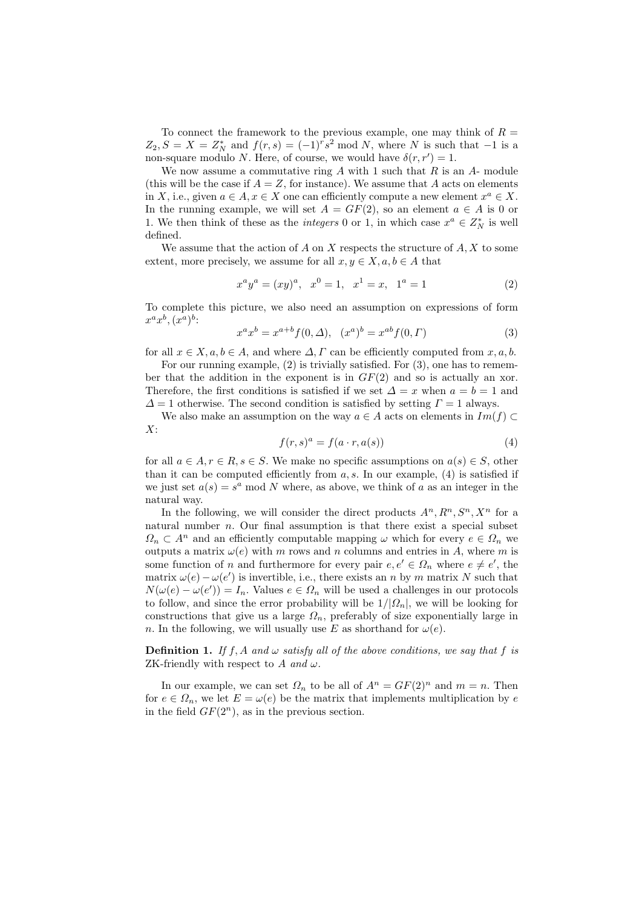To connect the framework to the previous example, one may think of $R = Z_2, S = X = Z_N^*$ and $f(r,s) = (-1)^r s^2 \bmod N$, where $N$ is such that $-1$ is a non-square modulo $N$. Here, of course, we would have $\delta(r, r') = 1$.

We now assume a commutative ring $A$ with 1 such that $R$ is an $A$- module (this will be the case if $A = Z$, for instance). We assume that $A$ acts on elements in $X$, i.e., given $a \in A, x \in X$ one can efficiently compute a new element $x^a \in X$. In the running example, we will set $A = GF(2)$, so an element $a \in A$ is 0 or 1. We then think of these as the *integers* 0 or 1, in which case $x^a \in Z_N^*$ is well defined.

We assume that the action of $A$ on $X$ respects the structure of $A, X$ to some extent, more precisely, we assume for all $x, y \in X, a, b \in A$ that

$$x^a y^a = (xy)^a, \quad x^0 = 1, \quad x^1 = x, \quad 1^a = 1 \tag{2}$$

To complete this picture, we also need an assumption on expressions of form $x^a x^b, (x^a)^b$:

$$x^a x^b = x^{a+b} f(0, \Delta), \quad (x^a)^b = x^{ab} f(0, \Gamma) \tag{3}$$

for all $x \in X, a, b \in A$, and where $\Delta, \Gamma$ can be efficiently computed from $x, a, b$.

For our running example, (2) is trivially satisfied. For (3), one has to remember that the addition in the exponent is in $GF(2)$ and so is actually an xor. Therefore, the first conditions is satisfied if we set $\Delta = x$ when $a = b = 1$ and $\Delta = 1$ otherwise. The second condition is satisfied by setting $\Gamma = 1$ always.

We also make an assumption on the way $a \in A$ acts on elements in $Im(f) \subset X$:

$$f(r,s)^a = f(a \cdot r, a(s)) \tag{4}$$

for all $a \in A, r \in R, s \in S$. We make no specific assumptions on $a(s) \in S$, other than it can be computed efficiently from $a, s$. In our example, (4) is satisfied if we just set $a(s) = s^a \bmod N$ where, as above, we think of $a$ as an integer in the natural way.

In the following, we will consider the direct products $A^n, R^n, S^n, X^n$ for a natural number $n$. Our final assumption is that there exist a special subset $\Omega_n \subset A^n$ and an efficiently computable mapping $\omega$ which for every $e \in \Omega_n$ we outputs a matrix $\omega(e)$ with $m$ rows and $n$ columns and entries in $A$, where $m$ is some function of $n$ and furthermore for every pair $e, e' \in \Omega_n$ where $e \neq e'$, the matrix $\omega(e) - \omega(e')$ is invertible, i.e., there exists an $n$ by $m$ matrix $N$ such that $N(\omega(e) - \omega(e')) = I_n$. Values $e \in \Omega_n$ will be used a challenges in our protocols to follow, and since the error probability will be $1/|\Omega_n|$, we will be looking for constructions that give us a large $\Omega_n$, preferably of size exponentially large in $n$. In the following, we will usually use $E$ as shorthand for $\omega(e)$.

**Definition 1.** *If $f, A$ and $\omega$ satisfy all of the above conditions, we say that $f$ is* ZK-friendly *with respect to $A$ and $\omega$.*

In our example, we can set $\Omega_n$ to be all of $A^n = GF(2)^n$ and $m = n$. Then for $e \in \Omega_n$, we let $E = \omega(e)$ be the matrix that implements multiplication by $e$ in the field $GF(2^n)$, as in the previous section.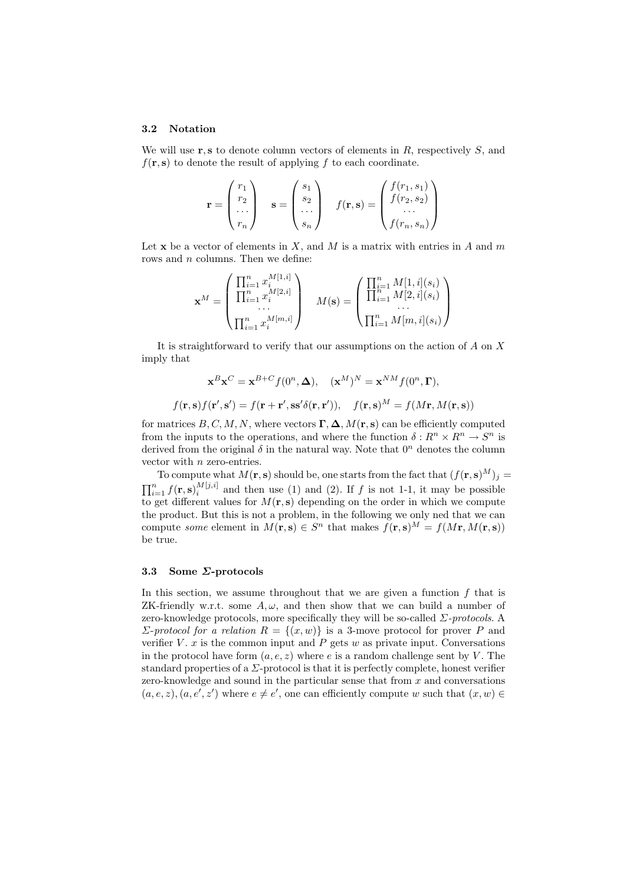### 3.2 Notation

We will use $\mathbf{r}, \mathbf{s}$ to denote column vectors of elements in $R$, respectively $S$, and $f(\mathbf{r}, \mathbf{s})$ to denote the result of applying $f$ to each coordinate.

$$\mathbf{r} = \begin{pmatrix} r_1 \\ r_2 \\ \cdots \\ r_n \end{pmatrix} \quad \mathbf{s} = \begin{pmatrix} s_1 \\ s_2 \\ \cdots \\ s_n \end{pmatrix} \quad f(\mathbf{r}, \mathbf{s}) = \begin{pmatrix} f(r_1, s_1) \\ f(r_2, s_2) \\ \cdots \\ f(r_n, s_n) \end{pmatrix}$$

Let $\mathbf{x}$ be a vector of elements in $X$, and $M$ is a matrix with entries in $A$ and $m$ rows and $n$ columns. Then we define:

$$\mathbf{x}^M = \begin{pmatrix} \prod_{i=1}^n x_i^{M[1,i]} \\ \prod_{i=1}^n x_i^{M[2,i]} \\ \cdots \\ \prod_{i=1}^n x_i^{M[m,i]} \end{pmatrix} \quad M(\mathbf{s}) = \begin{pmatrix} \prod_{i=1}^n M[1,i](s_i) \\ \prod_{i=1}^n M[2,i](s_i) \\ \cdots \\ \prod_{i=1}^n M[m,i](s_i) \end{pmatrix}$$

It is straightforward to verify that our assumptions on the action of $A$ on $X$ imply that

$$\mathbf{x}^B \mathbf{x}^C = \mathbf{x}^{B+C} f(0^n, \mathbf{\Delta}), \quad (\mathbf{x}^M)^N = \mathbf{x}^{NM} f(0^n, \mathbf{\Gamma}),$$

$$f(\mathbf{r}, \mathbf{s}) f(\mathbf{r}', \mathbf{s}') = f(\mathbf{r} + \mathbf{r}', \mathbf{s}\mathbf{s}'\delta(\mathbf{r}, \mathbf{r}')), \quad f(\mathbf{r}, \mathbf{s})^M = f(M\mathbf{r}, M(\mathbf{r}, \mathbf{s}))$$

for matrices $B, C, M, N$, where vectors $\mathbf{\Gamma}, \mathbf{\Delta}, M(\mathbf{r}, \mathbf{s})$ can be efficiently computed from the inputs to the operations, and where the function $\delta : R^n \times R^n \rightarrow S^n$ is derived from the original $\delta$ in the natural way. Note that $0^n$ denotes the column vector with $n$ zero-entries.

To compute what $M(\mathbf{r}, \mathbf{s})$ should be, one starts from the fact that $(f(\mathbf{r}, \mathbf{s})^M)_j = \prod_{i=1}^n f(\mathbf{r}, \mathbf{s})_i^{M[j,i]}$ and then use (1) and (2). If $f$ is not 1-1, it may be possible to get different values for $M(\mathbf{r}, \mathbf{s})$ depending on the order in which we compute the product. But this is not a problem, in the following we only ned that we can compute *some* element in $M(\mathbf{r}, \mathbf{s}) \in S^n$ that makes $f(\mathbf{r}, \mathbf{s})^M = f(M\mathbf{r}, M(\mathbf{r}, \mathbf{s}))$ be true.

### 3.3 Some $\Sigma$-protocols

In this section, we assume throughout that we are given a function $f$ that is ZK-friendly w.r.t. some $A, \omega$, and then show that we can build a number of zero-knowledge protocols, more specifically they will be so-called *$\Sigma$-protocols*. A *$\Sigma$-protocol for a relation* $R = \{(x, w)\}$ is a 3-move protocol for prover $P$ and verifier $V$. $x$ is the common input and $P$ gets $w$ as private input. Conversations in the protocol have form $(a, e, z)$ where $e$ is a random challenge sent by $V$. The standard properties of a $\Sigma$-protocol is that it is perfectly complete, honest verifier zero-knowledge and sound in the particular sense that from $x$ and conversations $(a, e, z), (a, e', z')$ where $e \neq e'$, one can efficiently compute $w$ such that $(x, w) \in$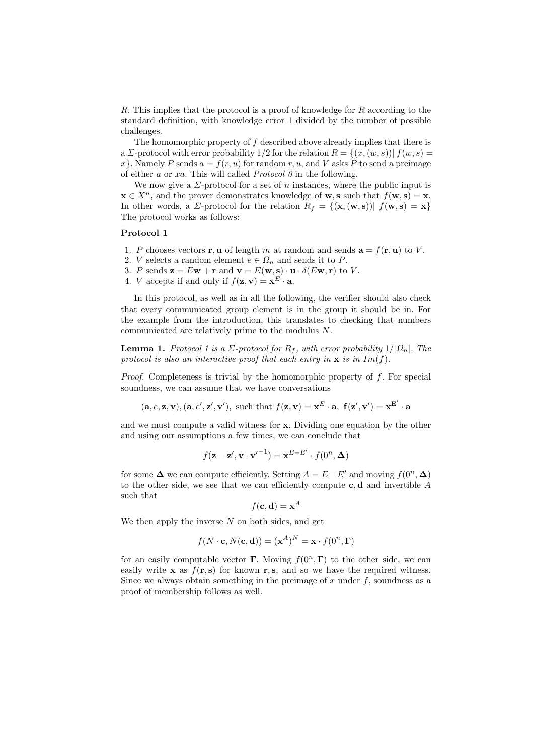$R$. This implies that the protocol is a proof of knowledge for $R$ according to the standard definition, with knowledge error 1 divided by the number of possible challenges.

The homomorphic property of $f$ described above already implies that there is a $\Sigma$-protocol with error probability 1/2 for the relation $R = \{(x, (w, s)) | \, f(w, s) = x\}$. Namely $P$ sends $a = f(r, u)$ for random $r, u$, and $V$ asks $P$ to send a preimage of either $a$ or $xa$. This will called *Protocol 0* in the following.

We now give a $\Sigma$-protocol for a set of $n$ instances, where the public input is $\mathbf{x} \in X^n$, and the prover demonstrates knowledge of $\mathbf{w}, \mathbf{s}$ such that $f(\mathbf{w}, \mathbf{s}) = \mathbf{x}$. In other words, a $\Sigma$-protocol for the relation $R_f = \{(\mathbf{x}, (\mathbf{w}, \mathbf{s})) | \, f(\mathbf{w}, \mathbf{s}) = \mathbf{x}\}$ The protocol works as follows:

**Protocol 1**

1. $P$ chooses vectors $\mathbf{r}, \mathbf{u}$ of length $m$ at random and sends $\mathbf{a} = f(\mathbf{r}, \mathbf{u})$ to $V$.
2. $V$ selects a random element $e \in \Omega_n$ and sends it to $P$.
3. $P$ sends $\mathbf{z} = E\mathbf{w} + \mathbf{r}$ and $\mathbf{v} = E(\mathbf{w}, \mathbf{s}) \cdot \mathbf{u} \cdot \delta(E\mathbf{w}, \mathbf{r})$ to $V$.
4. $V$ accepts if and only if $f(\mathbf{z}, \mathbf{v}) = \mathbf{x}^E \cdot \mathbf{a}$.

In this protocol, as well as in all the following, the verifier should also check that every communicated group element is in the group it should be in. For the example from the introduction, this translates to checking that numbers communicated are relatively prime to the modulus $N$.

**Lemma 1.** *Protocol 1 is a $\Sigma$-protocol for $R_f$, with error probability $1/|\Omega_n|$. The protocol is also an interactive proof that each entry in $\mathbf{x}$ is in $Im(f)$.*

*Proof.* Completeness is trivial by the homomorphic property of $f$. For special soundness, we can assume that we have conversations

$$(\mathbf{a}, e, \mathbf{z}, \mathbf{v}), (\mathbf{a}, e', \mathbf{z}', \mathbf{v}'), \text{ such that } f(\mathbf{z}, \mathbf{v}) = \mathbf{x}^E \cdot \mathbf{a}, \; \mathbf{f}(\mathbf{z}', \mathbf{v}') = \mathbf{x}^{\mathbf{E}'} \cdot \mathbf{a}$$

and we must compute a valid witness for $\mathbf{x}$. Dividing one equation by the other and using our assumptions a few times, we can conclude that

$$f(\mathbf{z} - \mathbf{z}', \mathbf{v} \cdot \mathbf{v}'^{-1}) = \mathbf{x}^{E-E'} \cdot f(0^n, \boldsymbol{\Delta})$$

for some $\boldsymbol{\Delta}$ we can compute efficiently. Setting $A = E - E'$ and moving $f(0^n, \boldsymbol{\Delta})$ to the other side, we see that we can efficiently compute $\mathbf{c}, \mathbf{d}$ and invertible $A$ such that

$$f(\mathbf{c}, \mathbf{d}) = \mathbf{x}^A$$

We then apply the inverse $N$ on both sides, and get

$$f(N \cdot \mathbf{c}, N(\mathbf{c}, \mathbf{d})) = (\mathbf{x}^A)^N = \mathbf{x} \cdot f(0^n, \boldsymbol{\Gamma})$$

for an easily computable vector $\boldsymbol{\Gamma}$. Moving $f(0^n, \boldsymbol{\Gamma})$ to the other side, we can easily write $\mathbf{x}$ as $f(\mathbf{r}, \mathbf{s})$ for known $\mathbf{r}, \mathbf{s}$, and so we have the required witness. Since we always obtain something in the preimage of $x$ under $f$, soundness as a proof of membership follows as well.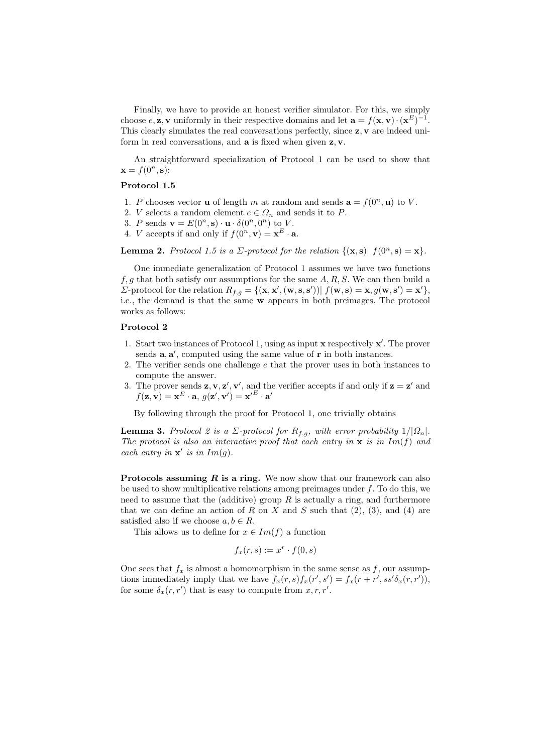Finally, we have to provide an honest verifier simulator. For this, we simply choose $e, \mathbf{z}, \mathbf{v}$ uniformly in their respective domains and let $\mathbf{a} = f(\mathbf{x}, \mathbf{v}) \cdot (\mathbf{x}^E)^{-1}$. This clearly simulates the real conversations perfectly, since $\mathbf{z}, \mathbf{v}$ are indeed uniform in real conversations, and $\mathbf{a}$ is fixed when given $\mathbf{z}, \mathbf{v}$.

An straightforward specialization of Protocol 1 can be used to show that $\mathbf{x} = f(0^n, \mathbf{s})$:

**Protocol 1.5**

1. $P$ chooses vector $\mathbf{u}$ of length $m$ at random and sends $\mathbf{a} = f(0^n, \mathbf{u})$ to $V$.
2. $V$ selects a random element $e \in \Omega_n$ and sends it to $P$.
3. $P$ sends $\mathbf{v} = E(0^n, \mathbf{s}) \cdot \mathbf{u} \cdot \delta(0^n, 0^n)$ to $V$.
4. $V$ accepts if and only if $f(0^n, \mathbf{v}) = \mathbf{x}^E \cdot \mathbf{a}$.

**Lemma 2.** *Protocol 1.5 is a $\Sigma$-protocol for the relation $\{(\mathbf{x}, \mathbf{s}) | \ f(0^n, \mathbf{s}) = \mathbf{x}\}$.*

One immediate generalization of Protocol 1 assumes we have two functions $f, g$ that both satisfy our assumptions for the same $A, R, S$. We can then build a $\Sigma$-protocol for the relation $R_{f,g} = \{(\mathbf{x}, \mathbf{x}', (\mathbf{w}, \mathbf{s}, \mathbf{s}')) | \ f(\mathbf{w}, \mathbf{s}) = \mathbf{x}, g(\mathbf{w}, \mathbf{s}') = \mathbf{x}'\}$, i.e., the demand is that the same $\mathbf{w}$ appears in both preimages. The protocol works as follows:

**Protocol 2**

1. Start two instances of Protocol 1, using as input $\mathbf{x}$ respectively $\mathbf{x}'$. The prover sends $\mathbf{a}, \mathbf{a}'$, computed using the same value of $\mathbf{r}$ in both instances.
2. The verifier sends one challenge $e$ that the prover uses in both instances to compute the answer.
3. The prover sends $\mathbf{z}, \mathbf{v}, \mathbf{z}', \mathbf{v}'$, and the verifier accepts if and only if $\mathbf{z} = \mathbf{z}'$ and $f(\mathbf{z}, \mathbf{v}) = \mathbf{x}^E \cdot \mathbf{a}$, $g(\mathbf{z}', \mathbf{v}') = \mathbf{x}'^E \cdot \mathbf{a}'$

By following through the proof for Protocol 1, one trivially obtains

**Lemma 3.** *Protocol 2 is a $\Sigma$-protocol for $R_{f,g}$, with error probability $1/|\Omega_n|$. The protocol is also an interactive proof that each entry in $\mathbf{x}$ is in $Im(f)$ and each entry in $\mathbf{x}'$ is in $Im(g)$.*

**Protocols assuming $R$ is a ring.** We now show that our framework can also be used to show multiplicative relations among preimages under $f$. To do this, we need to assume that the (additive) group $R$ is actually a ring, and furthermore that we can define an action of $R$ on $X$ and $S$ such that (2), (3), and (4) are satisfied also if we choose $a, b \in R$.

This allows us to define for $x \in Im(f)$ a function

$$f_x(r, s) := x^r \cdot f(0, s)$$

One sees that $f_x$ is almost a homomorphism in the same sense as $f$, our assumptions immediately imply that we have $f_x(r, s) f_x(r', s') = f_x(r + r', ss'\delta_x(r, r'))$, for some $\delta_x(r, r')$ that is easy to compute from $x, r, r'$.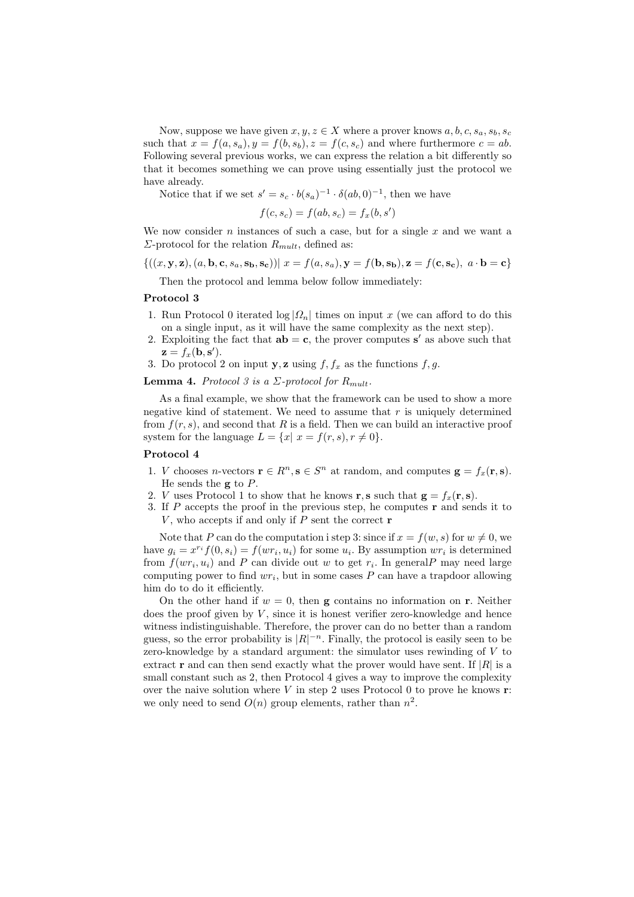Now, suppose we have given $x, y, z \in X$ where a prover knows $a, b, c, s_a, s_b, s_c$ such that $x = f(a, s_a), y = f(b, s_b), z = f(c, s_c)$ and where furthermore $c = ab$. Following several previous works, we can express the relation a bit differently so that it becomes something we can prove using essentially just the protocol we have already.

Notice that if we set $s' = s_c \cdot b(s_a)^{-1} \cdot \delta(ab, 0)^{-1}$, then we have

$$f(c, s_c) = f(ab, s_c) = f_x(b, s')$$

We now consider $n$ instances of such a case, but for a single $x$ and we want a $\Sigma$-protocol for the relation $R_{mult}$, defined as:

$$\{((x, \mathbf{y}, \mathbf{z}), (a, \mathbf{b}, \mathbf{c}, s_a, \mathbf{s_b}, \mathbf{s_c}))|\ x = f(a, s_a), \mathbf{y} = f(\mathbf{b}, \mathbf{s_b}), \mathbf{z} = f(\mathbf{c}, \mathbf{s_c}),\ a \cdot \mathbf{b} = \mathbf{c}\}$$

Then the protocol and lemma below follow immediately:

**Protocol 3**

1. Run Protocol 0 iterated $\log |\Omega_n|$ times on input $x$ (we can afford to do this on a single input, as it will have the same complexity as the next step).
2. Exploiting the fact that $\mathbf{ab} = \mathbf{c}$, the prover computes $\mathbf{s}'$ as above such that $\mathbf{z} = f_x(\mathbf{b}, \mathbf{s}')$.
3. Do protocol 2 on input $\mathbf{y}, \mathbf{z}$ using $f, f_x$ as the functions $f, g$.

**Lemma 4.** *Protocol 3 is a $\Sigma$-protocol for $R_{mult}$.*

As a final example, we show that the framework can be used to show a more negative kind of statement. We need to assume that $r$ is uniquely determined from $f(r, s)$, and second that $R$ is a field. Then we can build an interactive proof system for the language $L = \{x|\ x = f(r, s), r \neq 0\}$.

**Protocol 4**

1. $V$ chooses $n$-vectors $\mathbf{r} \in R^n, \mathbf{s} \in S^n$ at random, and computes $\mathbf{g} = f_x(\mathbf{r}, \mathbf{s})$. He sends the $\mathbf{g}$ to $P$.
2. $V$ uses Protocol 1 to show that he knows $\mathbf{r}, \mathbf{s}$ such that $\mathbf{g} = f_x(\mathbf{r}, \mathbf{s})$.
3. If $P$ accepts the proof in the previous step, he computes $\mathbf{r}$ and sends it to $V$, who accepts if and only if $P$ sent the correct $\mathbf{r}$

Note that $P$ can do the computation i step 3: since if $x = f(w, s)$ for $w \neq 0$, we have $g_i = x^{r_i} f(0, s_i) = f(wr_i, u_i)$ for some $u_i$. By assumption $wr_i$ is determined from $f(wr_i, u_i)$ and $P$ can divide out $w$ to get $r_i$. In general$P$ may need large computing power to find $wr_i$, but in some cases $P$ can have a trapdoor allowing him do to do it efficiently.

On the other hand if $w = 0$, then $\mathbf{g}$ contains no information on $\mathbf{r}$. Neither does the proof given by $V$, since it is honest verifier zero-knowledge and hence witness indistinguishable. Therefore, the prover can do no better than a random guess, so the error probability is $|R|^{-n}$. Finally, the protocol is easily seen to be zero-knowledge by a standard argument: the simulator uses rewinding of $V$ to extract $\mathbf{r}$ and can then send exactly what the prover would have sent. If $|R|$ is a small constant such as 2, then Protocol 4 gives a way to improve the complexity over the naive solution where $V$ in step 2 uses Protocol 0 to prove he knows $\mathbf{r}$: we only need to send $O(n)$ group elements, rather than $n^2$.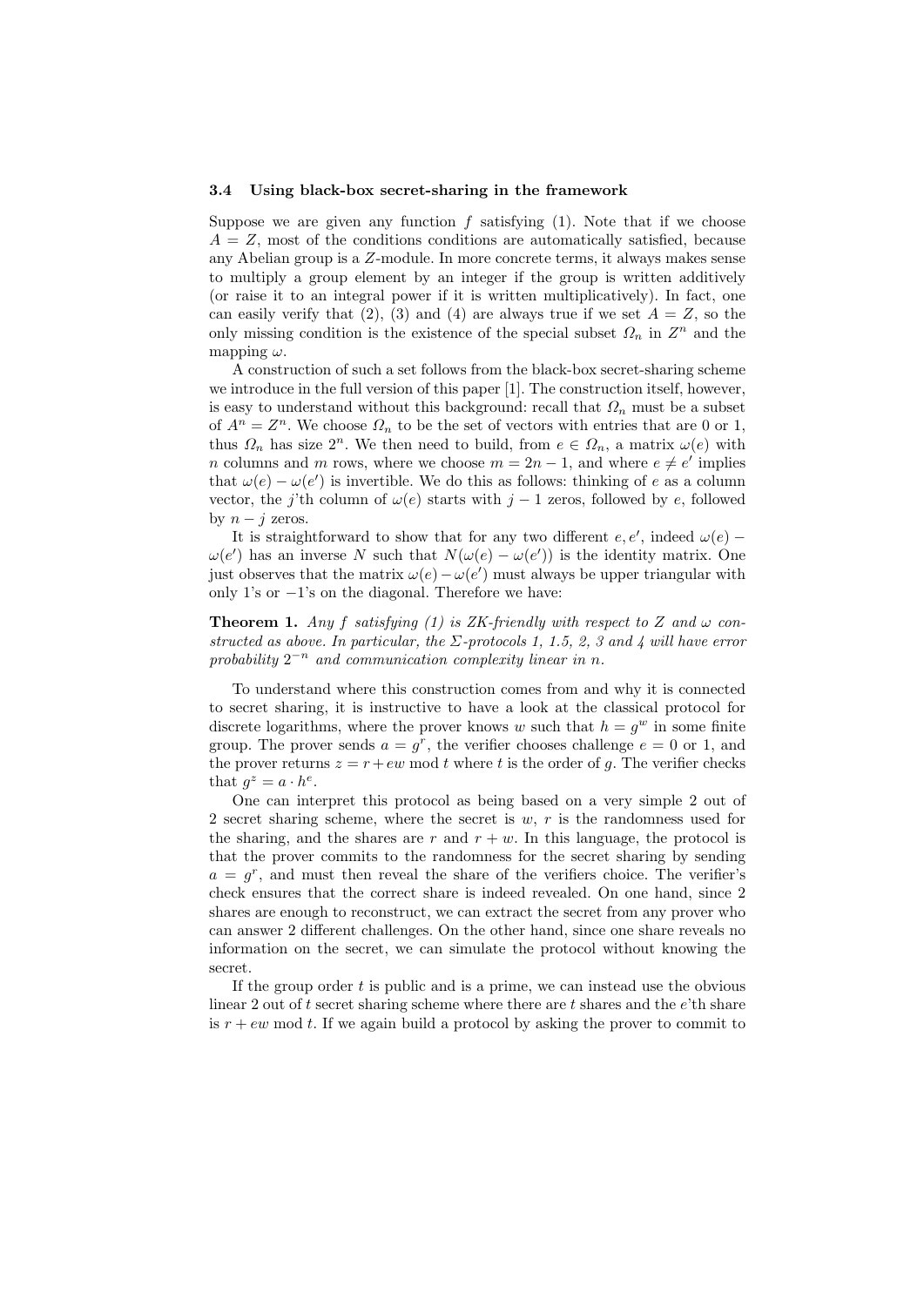### 3.4 Using black-box secret-sharing in the framework

Suppose we are given any function $f$ satisfying (1). Note that if we choose $A = Z$, most of the conditions conditions are automatically satisfied, because any Abelian group is a $Z$-module. In more concrete terms, it always makes sense to multiply a group element by an integer if the group is written additively (or raise it to an integral power if it is written multiplicatively). In fact, one can easily verify that (2), (3) and (4) are always true if we set $A = Z$, so the only missing condition is the existence of the special subset $\Omega_n$ in $Z^n$ and the mapping $\omega$.

A construction of such a set follows from the black-box secret-sharing scheme we introduce in the full version of this paper [1]. The construction itself, however, is easy to understand without this background: recall that $\Omega_n$ must be a subset of $A^n = Z^n$. We choose $\Omega_n$ to be the set of vectors with entries that are 0 or 1, thus $\Omega_n$ has size $2^n$. We then need to build, from $e \in \Omega_n$, a matrix $\omega(e)$ with $n$ columns and $m$ rows, where we choose $m = 2n - 1$, and where $e \neq e'$ implies that $\omega(e) - \omega(e')$ is invertible. We do this as follows: thinking of $e$ as a column vector, the $j$'th column of $\omega(e)$ starts with $j - 1$ zeros, followed by $e$, followed by $n - j$ zeros.

It is straightforward to show that for any two different $e, e'$, indeed $\omega(e) - \omega(e')$ has an inverse $N$ such that $N(\omega(e) - \omega(e'))$ is the identity matrix. One just observes that the matrix $\omega(e) - \omega(e')$ must always be upper triangular with only 1's or $-1$'s on the diagonal. Therefore we have:

**Theorem 1.** *Any $f$ satisfying (1) is ZK-friendly with respect to $Z$ and $\omega$ constructed as above. In particular, the $\Sigma$-protocols 1, 1.5, 2, 3 and 4 will have error probability $2^{-n}$ and communication complexity linear in $n$.*

To understand where this construction comes from and why it is connected to secret sharing, it is instructive to have a look at the classical protocol for discrete logarithms, where the prover knows $w$ such that $h = g^w$ in some finite group. The prover sends $a = g^r$, the verifier chooses challenge $e = 0$ or 1, and the prover returns $z = r + ew \bmod t$ where $t$ is the order of $g$. The verifier checks that $g^z = a \cdot h^e$.

One can interpret this protocol as being based on a very simple 2 out of 2 secret sharing scheme, where the secret is $w$, $r$ is the randomness used for the sharing, and the shares are $r$ and $r + w$. In this language, the protocol is that the prover commits to the randomness for the secret sharing by sending $a = g^r$, and must then reveal the share of the verifiers choice. The verifier's check ensures that the correct share is indeed revealed. On one hand, since 2 shares are enough to reconstruct, we can extract the secret from any prover who can answer 2 different challenges. On the other hand, since one share reveals no information on the secret, we can simulate the protocol without knowing the secret.

If the group order $t$ is public and is a prime, we can instead use the obvious linear 2 out of $t$ secret sharing scheme where there are $t$ shares and the $e$'th share is $r + ew \bmod t$. If we again build a protocol by asking the prover to commit to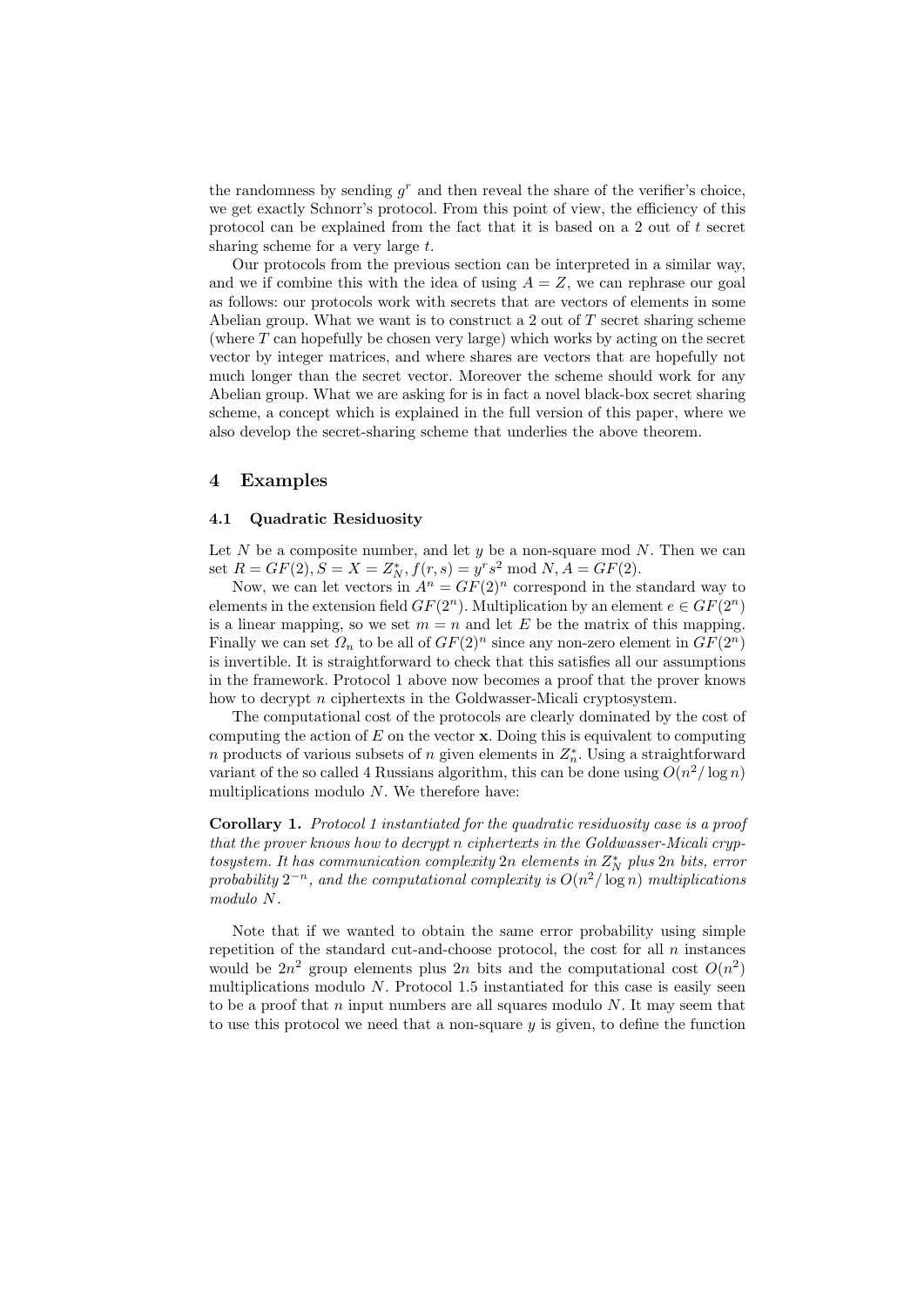the randomness by sending $g^r$ and then reveal the share of the verifier's choice, we get exactly Schnorr's protocol. From this point of view, the efficiency of this protocol can be explained from the fact that it is based on a 2 out of $t$ secret sharing scheme for a very large $t$.

Our protocols from the previous section can be interpreted in a similar way, and we if combine this with the idea of using $A = Z$, we can rephrase our goal as follows: our protocols work with secrets that are vectors of elements in some Abelian group. What we want is to construct a 2 out of $T$ secret sharing scheme (where $T$ can hopefully be chosen very large) which works by acting on the secret vector by integer matrices, and where shares are vectors that are hopefully not much longer than the secret vector. Moreover the scheme should work for any Abelian group. What we are asking for is in fact a novel black-box secret sharing scheme, a concept which is explained in the full version of this paper, where we also develop the secret-sharing scheme that underlies the above theorem.

## 4 Examples

### 4.1 Quadratic Residuosity

Let $N$ be a composite number, and let $y$ be a non-square mod $N$. Then we can set $R = GF(2), S = X = Z_N^*, f(r, s) = y^r s^2 \bmod N, A = GF(2)$.

Now, we can let vectors in $A^n = GF(2)^n$ correspond in the standard way to elements in the extension field $GF(2^n)$. Multiplication by an element $e \in GF(2^n)$ is a linear mapping, so we set $m = n$ and let $E$ be the matrix of this mapping. Finally we can set $\Omega_n$ to be all of $GF(2)^n$ since any non-zero element in $GF(2^n)$ is invertible. It is straightforward to check that this satisfies all our assumptions in the framework. Protocol 1 above now becomes a proof that the prover knows how to decrypt $n$ ciphertexts in the Goldwasser-Micali cryptosystem.

The computational cost of the protocols are clearly dominated by the cost of computing the action of $E$ on the vector $\mathbf{x}$. Doing this is equivalent to computing $n$ products of various subsets of $n$ given elements in $Z_n^*$. Using a straightforward variant of the so called 4 Russians algorithm, this can be done using $O(n^2/\log n)$ multiplications modulo $N$. We therefore have:

**Corollary 1.** *Protocol 1 instantiated for the quadratic residuosity case is a proof that the prover knows how to decrypt n ciphertexts in the Goldwasser-Micali cryptosystem. It has communication complexity $2n$ elements in $Z_N^*$ plus $2n$ bits, error probability $2^{-n}$, and the computational complexity is $O(n^2/\log n)$ multiplications modulo $N$.*

Note that if we wanted to obtain the same error probability using simple repetition of the standard cut-and-choose protocol, the cost for all $n$ instances would be $2n^2$ group elements plus $2n$ bits and the computational cost $O(n^2)$ multiplications modulo $N$. Protocol 1.5 instantiated for this case is easily seen to be a proof that $n$ input numbers are all squares modulo $N$. It may seem that to use this protocol we need that a non-square $y$ is given, to define the function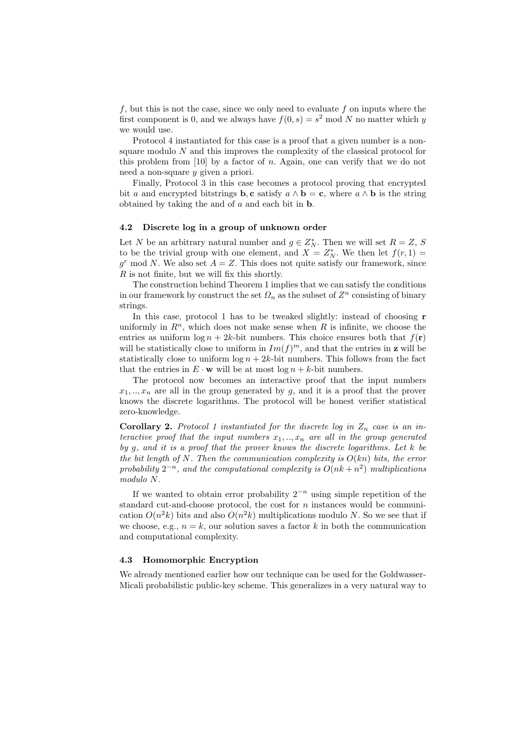$f$, but this is not the case, since we only need to evaluate $f$ on inputs where the first component is 0, and we always have $f(0, s) = s^2 \bmod N$ no matter which $y$ we would use.

Protocol 4 instantiated for this case is a proof that a given number is a non-square modulo $N$ and this improves the complexity of the classical protocol for this problem from [10] by a factor of $n$. Again, one can verify that we do not need a non-square $y$ given a priori.

Finally, Protocol 3 in this case becomes a protocol proving that encrypted bit $a$ and encrypted bitstrings $\mathbf{b}, \mathbf{c}$ satisfy $a \wedge \mathbf{b} = \mathbf{c}$, where $a \wedge \mathbf{b}$ is the string obtained by taking the and of $a$ and each bit in $\mathbf{b}$.

### 4.2 Discrete log in a group of unknown order

Let $N$ be an arbitrary natural number and $g \in Z_N^*$. Then we will set $R = Z$, $S$ to be the trivial group with one element, and $X = Z_N^*$. We then let $f(r, 1) = g^r \bmod N$. We also set $A = Z$. This does not quite satisfy our framework, since $R$ is not finite, but we will fix this shortly.

The construction behind Theorem 1 implies that we can satisfy the conditions in our framework by construct the set $\Omega_n$ as the subset of $Z^n$ consisting of binary strings.

In this case, protocol 1 has to be tweaked slightly: instead of choosing $\mathbf{r}$ uniformly in $R^n$, which does not make sense when $R$ is infinite, we choose the entries as uniform $\log n + 2k$-bit numbers. This choice ensures both that $f(\mathbf{r})$ will be statistically close to uniform in $Im(f)^m$, and that the entries in $\mathbf{z}$ will be statistically close to uniform $\log n + 2k$-bit numbers. This follows from the fact that the entries in $E \cdot \mathbf{w}$ will be at most $\log n + k$-bit numbers.

The protocol now becomes an interactive proof that the input numbers $x_1, .., x_n$ are all in the group generated by $g$, and it is a proof that the prover knows the discrete logarithms. The protocol will be honest verifier statistical zero-knowledge.

**Corollary 2.** *Protocol 1 instantiated for the discrete log in $Z_n$ case is an interactive proof that the input numbers $x_1, .., x_n$ are all in the group generated by $g$, and it is a proof that the prover knows the discrete logarithms. Let $k$ be the bit length of $N$. Then the communication complexity is $O(kn)$ bits, the error probability $2^{-n}$, and the computational complexity is $O(nk + n^2)$ multiplications modulo $N$.*

If we wanted to obtain error probability $2^{-n}$ using simple repetition of the standard cut-and-choose protocol, the cost for $n$ instances would be communication $O(n^2 k)$ bits and also $O(n^2 k)$ multiplications modulo $N$. So we see that if we choose, e.g., $n = k$, our solution saves a factor $k$ in both the communication and computational complexity.

### 4.3 Homomorphic Encryption

We already mentioned earlier how our technique can be used for the Goldwasser-Micali probabilistic public-key scheme. This generalizes in a very natural way to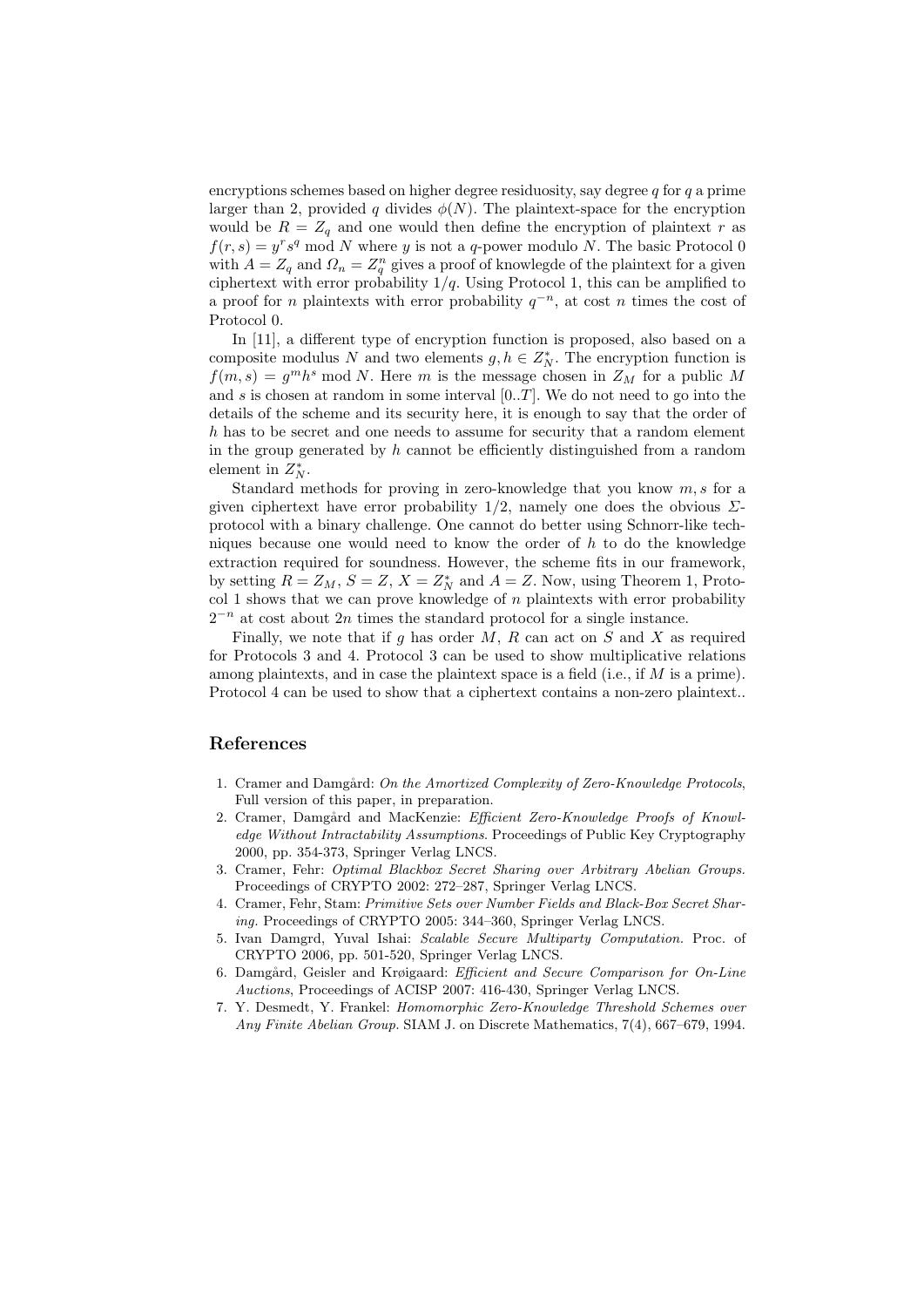encryptions schemes based on higher degree residuosity, say degree $q$ for $q$ a prime larger than 2, provided $q$ divides $\phi(N)$. The plaintext-space for the encryption would be $R = Z_q$ and one would then define the encryption of plaintext $r$ as $f(r,s) = y^r s^q \bmod N$ where $y$ is not a $q$-power modulo $N$. The basic Protocol 0 with $A = Z_q$ and $\Omega_n = Z_q^n$ gives a proof of knowlegde of the plaintext for a given ciphertext with error probability $1/q$. Using Protocol 1, this can be amplified to a proof for $n$ plaintexts with error probability $q^{-n}$, at cost $n$ times the cost of Protocol 0.

In [11], a different type of encryption function is proposed, also based on a composite modulus $N$ and two elements $g, h \in Z_N^*$. The encryption function is $f(m,s) = g^m h^s \bmod N$. Here $m$ is the message chosen in $Z_M$ for a public $M$ and $s$ is chosen at random in some interval $[0..T]$. We do not need to go into the details of the scheme and its security here, it is enough to say that the order of $h$ has to be secret and one needs to assume for security that a random element in the group generated by $h$ cannot be efficiently distinguished from a random element in $Z_N^*$.

Standard methods for proving in zero-knowledge that you know $m, s$ for a given ciphertext have error probability $1/2$, namely one does the obvious $\Sigma$-protocol with a binary challenge. One cannot do better using Schnorr-like techniques because one would need to know the order of $h$ to do the knowledge extraction required for soundness. However, the scheme fits in our framework, by setting $R = Z_M$, $S = Z$, $X = Z_N^*$ and $A = Z$. Now, using Theorem 1, Protocol 1 shows that we can prove knowledge of $n$ plaintexts with error probability $2^{-n}$ at cost about $2n$ times the standard protocol for a single instance.

Finally, we note that if $g$ has order $M$, $R$ can act on $S$ and $X$ as required for Protocols 3 and 4. Protocol 3 can be used to show multiplicative relations among plaintexts, and in case the plaintext space is a field (i.e., if $M$ is a prime). Protocol 4 can be used to show that a ciphertext contains a non-zero plaintext..

## References

1. Cramer and Damgård: *On the Amortized Complexity of Zero-Knowledge Protocols*, Full version of this paper, in preparation.
2. Cramer, Damgård and MacKenzie: *Efficient Zero-Knowledge Proofs of Knowledge Without Intractability Assumptions*. Proceedings of Public Key Cryptography 2000, pp. 354-373, Springer Verlag LNCS.
3. Cramer, Fehr: *Optimal Blackbox Secret Sharing over Arbitrary Abelian Groups.* Proceedings of CRYPTO 2002: 272–287, Springer Verlag LNCS.
4. Cramer, Fehr, Stam: *Primitive Sets over Number Fields and Black-Box Secret Sharing.* Proceedings of CRYPTO 2005: 344–360, Springer Verlag LNCS.
5. Ivan Damgrd, Yuval Ishai: *Scalable Secure Multiparty Computation.* Proc. of CRYPTO 2006, pp. 501-520, Springer Verlag LNCS.
6. Damgård, Geisler and Krøigaard: *Efficient and Secure Comparison for On-Line Auctions*, Proceedings of ACISP 2007: 416-430, Springer Verlag LNCS.
7. Y. Desmedt, Y. Frankel: *Homomorphic Zero-Knowledge Threshold Schemes over Any Finite Abelian Group.* SIAM J. on Discrete Mathematics, 7(4), 667–679, 1994.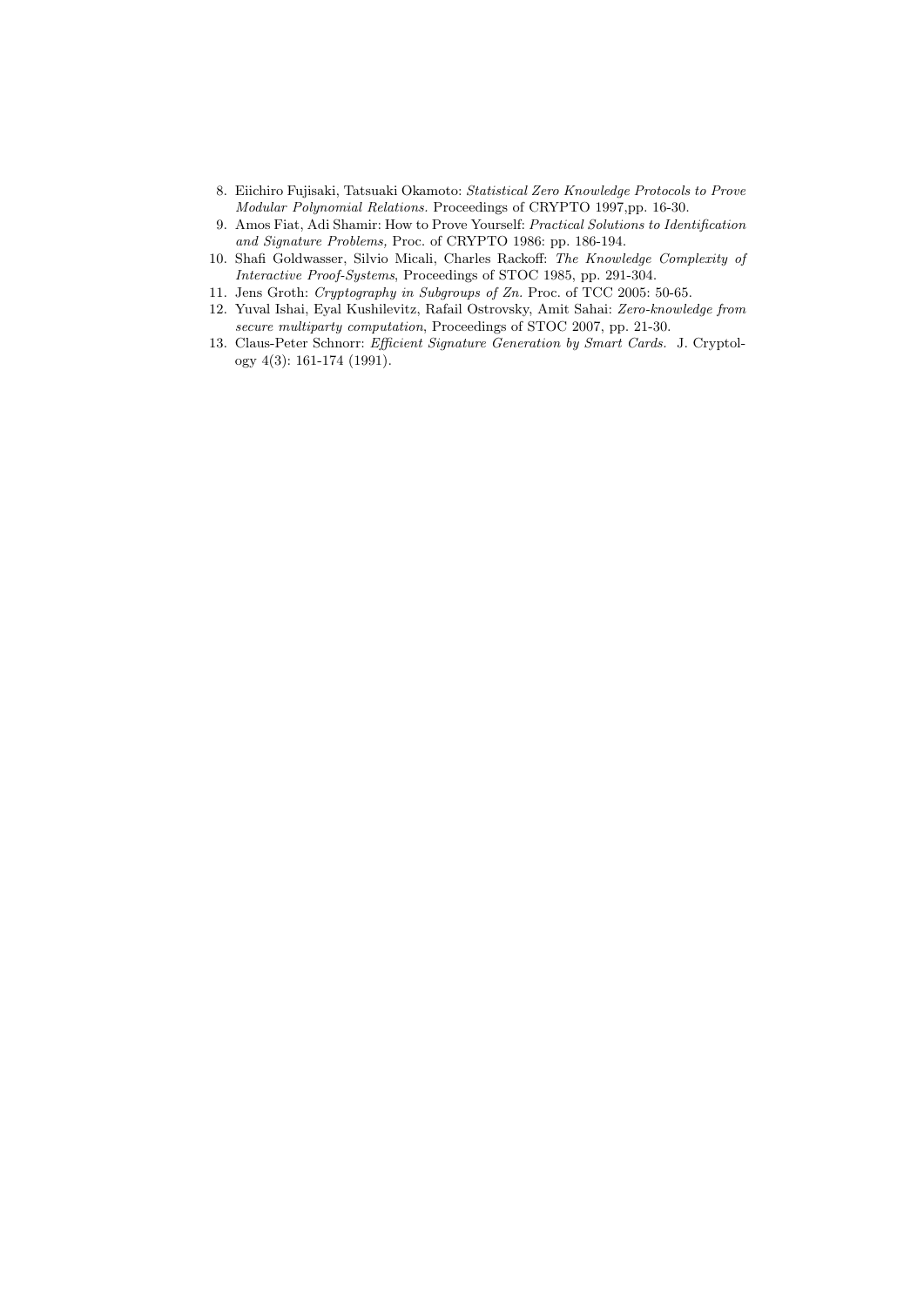8. Eiichiro Fujisaki, Tatsuaki Okamoto: *Statistical Zero Knowledge Protocols to Prove Modular Polynomial Relations.* Proceedings of CRYPTO 1997,pp. 16-30.
9. Amos Fiat, Adi Shamir: How to Prove Yourself: *Practical Solutions to Identification and Signature Problems,* Proc. of CRYPTO 1986: pp. 186-194.
10. Shafi Goldwasser, Silvio Micali, Charles Rackoff: *The Knowledge Complexity of Interactive Proof-Systems*, Proceedings of STOC 1985, pp. 291-304.
11. Jens Groth: *Cryptography in Subgroups of Zn.* Proc. of TCC 2005: 50-65.
12. Yuval Ishai, Eyal Kushilevitz, Rafail Ostrovsky, Amit Sahai: *Zero-knowledge from secure multiparty computation*, Proceedings of STOC 2007, pp. 21-30.
13. Claus-Peter Schnorr: *Efficient Signature Generation by Smart Cards.* J. Cryptology 4(3): 161-174 (1991).